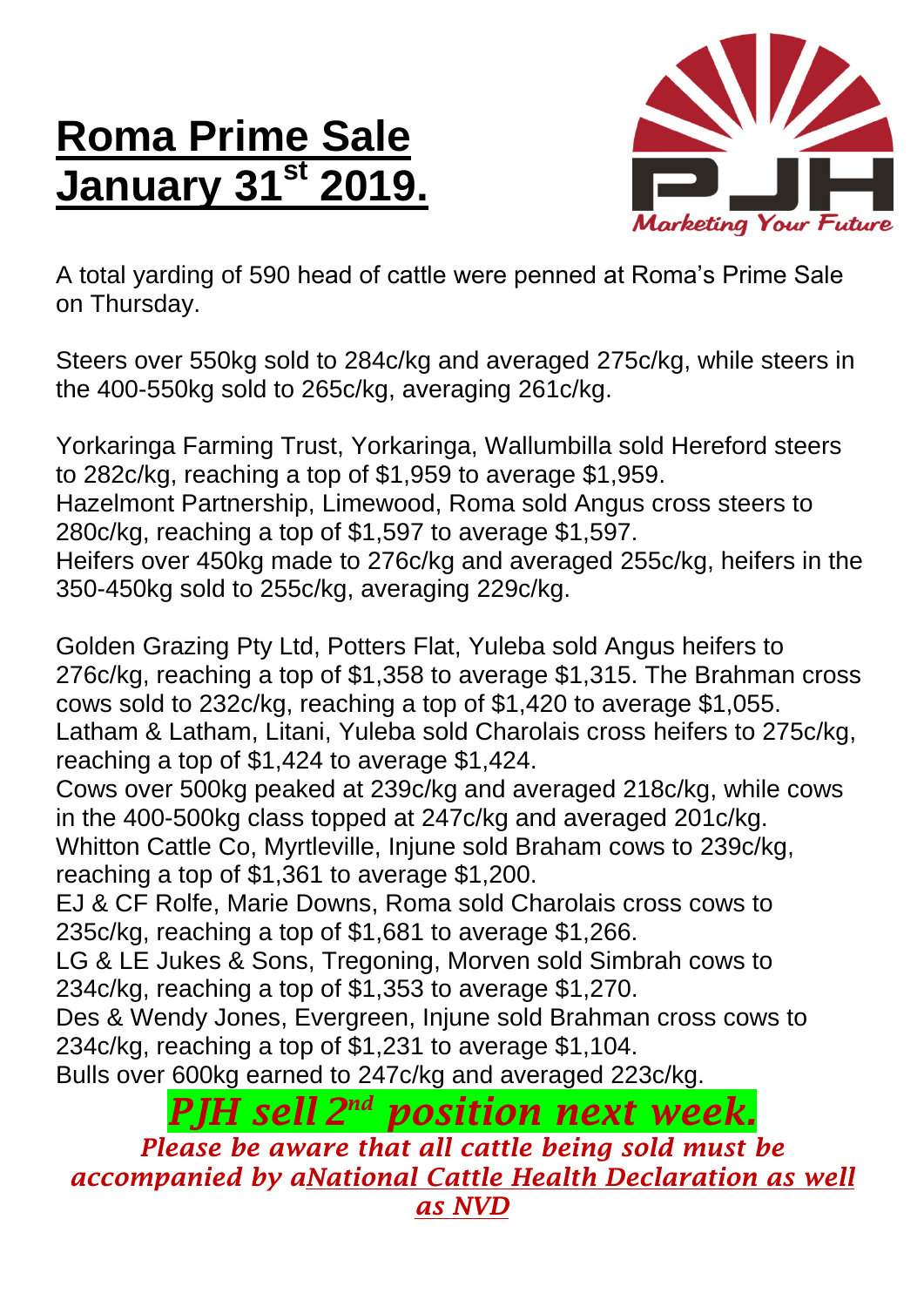# Roma Prime Sale January 31st 2019.

PJH Marketing Your Future

A total yarding of 590 head of cattle were penned at Roma's Prime Sale on Thursday.

Steers over 550kg sold to 284c/kg and averaged 275c/kg, while steers in the 400-550kg sold to 265c/kg, averaging 261c/kg.

Yorkaringa Farming Trust, Yorkaringa, Wallumbilla sold Hereford steers to 282c/kg, reaching a top of $1,959 to average $1,959.
Hazelmont Partnership, Limewood, Roma sold Angus cross steers to 280c/kg, reaching a top of $1,597 to average $1,597.
Heifers over 450kg made to 276c/kg and averaged 255c/kg, heifers in the 350-450kg sold to 255c/kg, averaging 229c/kg.

Golden Grazing Pty Ltd, Potters Flat, Yuleba sold Angus heifers to 276c/kg, reaching a top of $1,358 to average $1,315. The Brahman cross cows sold to 232c/kg, reaching a top of $1,420 to average $1,055.
Latham & Latham, Litani, Yuleba sold Charolais cross heifers to 275c/kg, reaching a top of $1,424 to average $1,424.
Cows over 500kg peaked at 239c/kg and averaged 218c/kg, while cows in the 400-500kg class topped at 247c/kg and averaged 201c/kg.
Whitton Cattle Co, Myrtleville, Injune sold Braham cows to 239c/kg, reaching a top of $1,361 to average $1,200.
EJ & CF Rolfe, Marie Downs, Roma sold Charolais cross cows to 235c/kg, reaching a top of $1,681 to average $1,266.
LG & LE Jukes & Sons, Tregoning, Morven sold Simbrah cows to 234c/kg, reaching a top of $1,353 to average $1,270.
Des & Wendy Jones, Evergreen, Injune sold Brahman cross cows to 234c/kg, reaching a top of $1,231 to average $1,104.
Bulls over 600kg earned to 247c/kg and averaged 223c/kg.

***PJH sell 2nd position next week.***

***Please be aware that all cattle being sold must be accompanied by a National Cattle Health Declaration as well as NVD***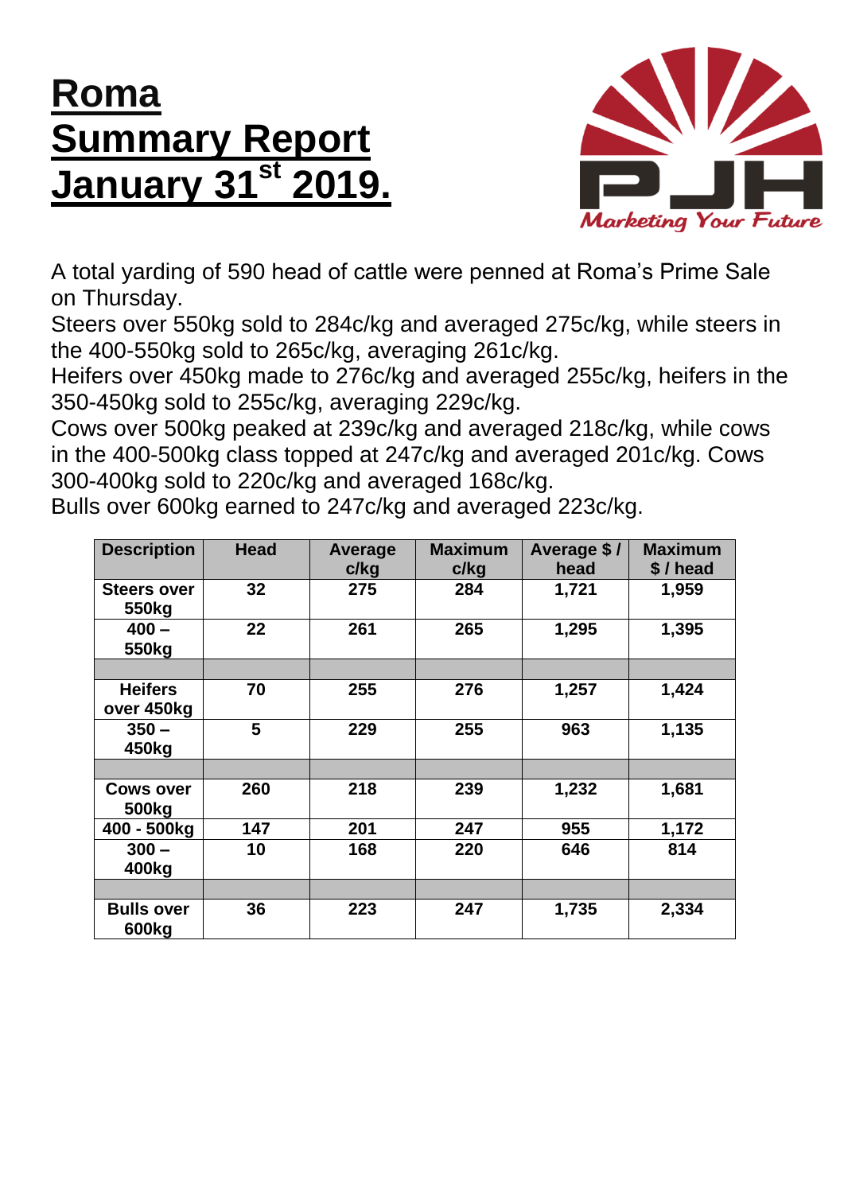# Roma Summary Report January 31st 2019.

Marketing Your Future

A total yarding of 590 head of cattle were penned at Roma's Prime Sale on Thursday.

Steers over 550kg sold to 284c/kg and averaged 275c/kg, while steers in the 400-550kg sold to 265c/kg, averaging 261c/kg.

Heifers over 450kg made to 276c/kg and averaged 255c/kg, heifers in the 350-450kg sold to 255c/kg, averaging 229c/kg.

Cows over 500kg peaked at 239c/kg and averaged 218c/kg, while cows in the 400-500kg class topped at 247c/kg and averaged 201c/kg. Cows 300-400kg sold to 220c/kg and averaged 168c/kg.

Bulls over 600kg earned to 247c/kg and averaged 223c/kg.

| Description | Head | Average c/kg | Maximum c/kg | Average $ / head | Maximum $ / head |
|---|---|---|---|---|---|
| Steers over 550kg | 32 | 275 | 284 | 1,721 | 1,959 |
| 400 – 550kg | 22 | 261 | 265 | 1,295 | 1,395 |
| | | | | | |
| Heifers over 450kg | 70 | 255 | 276 | 1,257 | 1,424 |
| 350 – 450kg | 5 | 229 | 255 | 963 | 1,135 |
| | | | | | |
| Cows over 500kg | 260 | 218 | 239 | 1,232 | 1,681 |
| 400 - 500kg | 147 | 201 | 247 | 955 | 1,172 |
| 300 – 400kg | 10 | 168 | 220 | 646 | 814 |
| | | | | | |
| Bulls over 600kg | 36 | 223 | 247 | 1,735 | 2,334 |